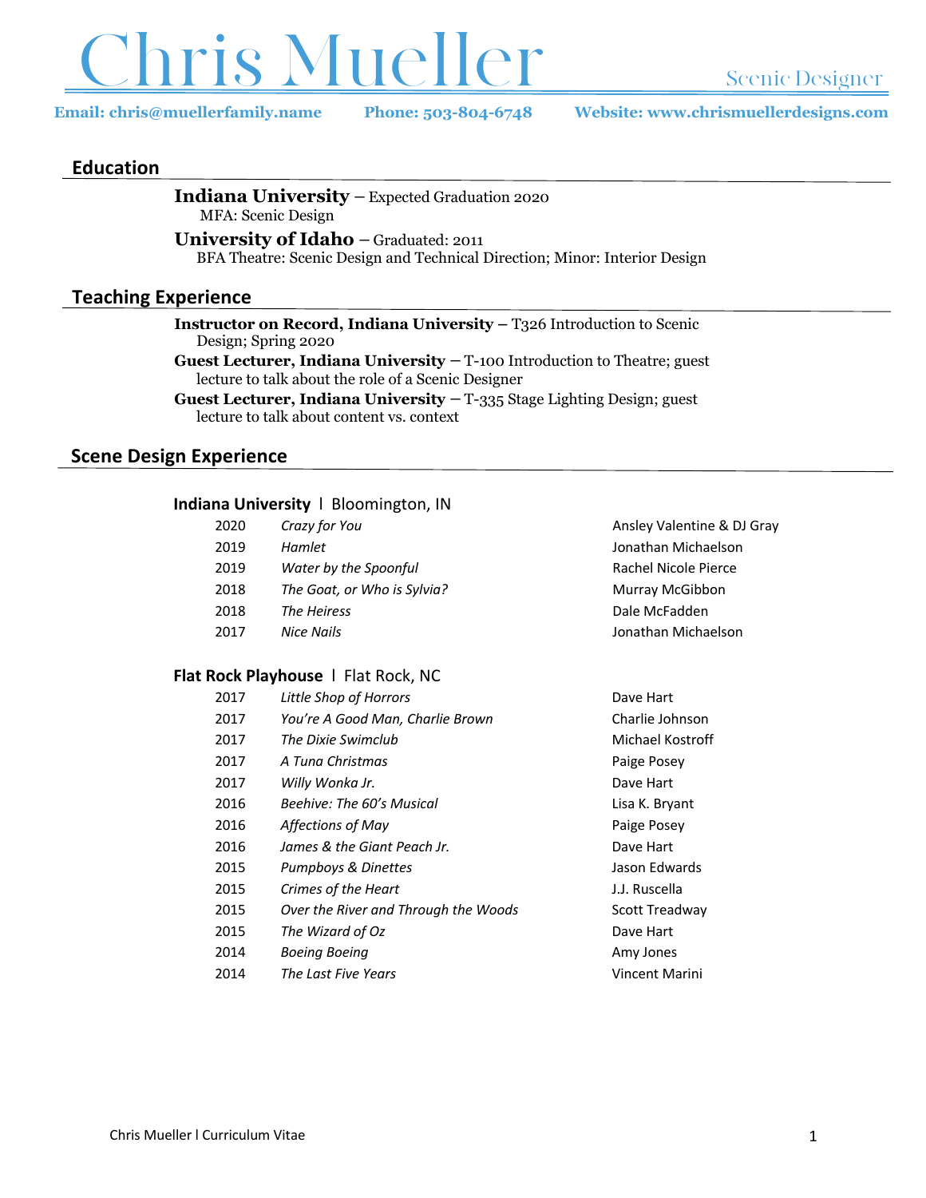# Chris Mueller

Scenic Designer

**Email: chris@muellerfamily.name** **Phone: 503-804-6748** **Website: www.chrismuellerdesigns.com**

## Education

**Indiana University** – Expected Graduation 2020
MFA: Scenic Design

**University of Idaho** – Graduated: 2011
BFA Theatre: Scenic Design and Technical Direction; Minor: Interior Design

## Teaching Experience

**Instructor on Record, Indiana University** – T326 Introduction to Scenic Design; Spring 2020

**Guest Lecturer, Indiana University** – T-100 Introduction to Theatre; guest lecture to talk about the role of a Scenic Designer

**Guest Lecturer, Indiana University** – T-335 Stage Lighting Design; guest lecture to talk about content vs. context

## Scene Design Experience

### Indiana University l Bloomington, IN

| | | |
|---|---|---|
| 2020 | *Crazy for You* | Ansley Valentine & DJ Gray |
| 2019 | *Hamlet* | Jonathan Michaelson |
| 2019 | *Water by the Spoonful* | Rachel Nicole Pierce |
| 2018 | *The Goat, or Who is Sylvia?* | Murray McGibbon |
| 2018 | *The Heiress* | Dale McFadden |
| 2017 | *Nice Nails* | Jonathan Michaelson |

### Flat Rock Playhouse l Flat Rock, NC

| | | |
|---|---|---|
| 2017 | *Little Shop of Horrors* | Dave Hart |
| 2017 | *You're A Good Man, Charlie Brown* | Charlie Johnson |
| 2017 | *The Dixie Swimclub* | Michael Kostroff |
| 2017 | *A Tuna Christmas* | Paige Posey |
| 2017 | *Willy Wonka Jr.* | Dave Hart |
| 2016 | *Beehive: The 60's Musical* | Lisa K. Bryant |
| 2016 | *Affections of May* | Paige Posey |
| 2016 | *James & the Giant Peach Jr.* | Dave Hart |
| 2015 | *Pumpboys & Dinettes* | Jason Edwards |
| 2015 | *Crimes of the Heart* | J.J. Ruscella |
| 2015 | *Over the River and Through the Woods* | Scott Treadway |
| 2015 | *The Wizard of Oz* | Dave Hart |
| 2014 | *Boeing Boeing* | Amy Jones |
| 2014 | *The Last Five Years* | Vincent Marini |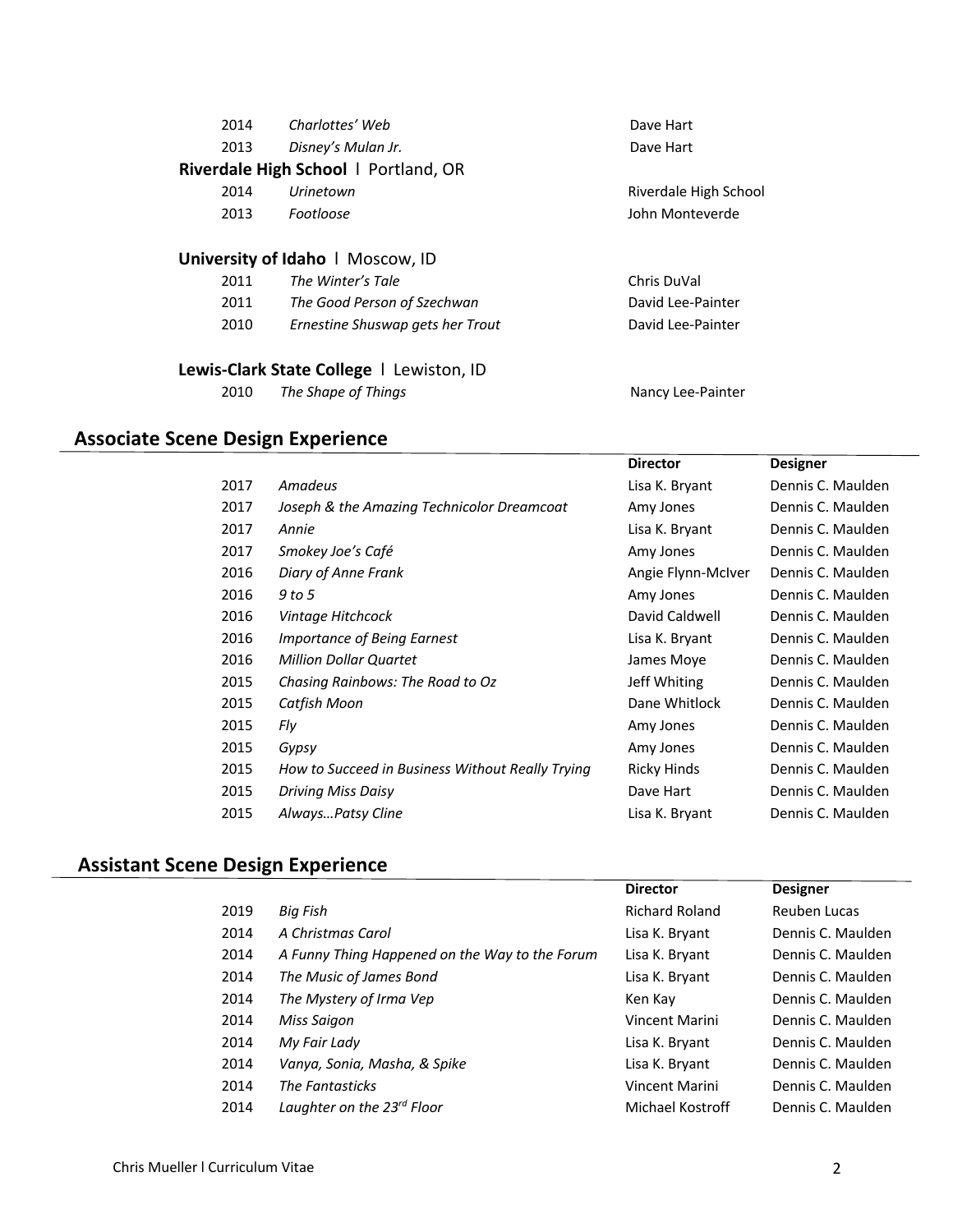| | | |
|---|---|---|
| 2014 | *Charlottes' Web* | Dave Hart |
| 2013 | *Disney's Mulan Jr.* | Dave Hart |

**Riverdale High School** l Portland, OR

| | | |
|---|---|---|
| 2014 | *Urinetown* | Riverdale High School |
| 2013 | *Footloose* | John Monteverde |

**University of Idaho** l Moscow, ID

| | | |
|---|---|---|
| 2011 | *The Winter's Tale* | Chris DuVal |
| 2011 | *The Good Person of Szechwan* | David Lee-Painter |
| 2010 | *Ernestine Shuswap gets her Trout* | David Lee-Painter |

**Lewis-Clark State College** l Lewiston, ID

| | | |
|---|---|---|
| 2010 | *The Shape of Things* | Nancy Lee-Painter |

## Associate Scene Design Experience

| | | Director | Designer |
|---|---|---|---|
| 2017 | *Amadeus* | Lisa K. Bryant | Dennis C. Maulden |
| 2017 | *Joseph & the Amazing Technicolor Dreamcoat* | Amy Jones | Dennis C. Maulden |
| 2017 | *Annie* | Lisa K. Bryant | Dennis C. Maulden |
| 2017 | *Smokey Joe's Café* | Amy Jones | Dennis C. Maulden |
| 2016 | *Diary of Anne Frank* | Angie Flynn-McIver | Dennis C. Maulden |
| 2016 | *9 to 5* | Amy Jones | Dennis C. Maulden |
| 2016 | *Vintage Hitchcock* | David Caldwell | Dennis C. Maulden |
| 2016 | *Importance of Being Earnest* | Lisa K. Bryant | Dennis C. Maulden |
| 2016 | *Million Dollar Quartet* | James Moye | Dennis C. Maulden |
| 2015 | *Chasing Rainbows: The Road to Oz* | Jeff Whiting | Dennis C. Maulden |
| 2015 | *Catfish Moon* | Dane Whitlock | Dennis C. Maulden |
| 2015 | *Fly* | Amy Jones | Dennis C. Maulden |
| 2015 | *Gypsy* | Amy Jones | Dennis C. Maulden |
| 2015 | *How to Succeed in Business Without Really Trying* | Ricky Hinds | Dennis C. Maulden |
| 2015 | *Driving Miss Daisy* | Dave Hart | Dennis C. Maulden |
| 2015 | *Always…Patsy Cline* | Lisa K. Bryant | Dennis C. Maulden |

## Assistant Scene Design Experience

| | | Director | Designer |
|---|---|---|---|
| 2019 | *Big Fish* | Richard Roland | Reuben Lucas |
| 2014 | *A Christmas Carol* | Lisa K. Bryant | Dennis C. Maulden |
| 2014 | *A Funny Thing Happened on the Way to the Forum* | Lisa K. Bryant | Dennis C. Maulden |
| 2014 | *The Music of James Bond* | Lisa K. Bryant | Dennis C. Maulden |
| 2014 | *The Mystery of Irma Vep* | Ken Kay | Dennis C. Maulden |
| 2014 | *Miss Saigon* | Vincent Marini | Dennis C. Maulden |
| 2014 | *My Fair Lady* | Lisa K. Bryant | Dennis C. Maulden |
| 2014 | *Vanya, Sonia, Masha, & Spike* | Lisa K. Bryant | Dennis C. Maulden |
| 2014 | *The Fantasticks* | Vincent Marini | Dennis C. Maulden |
| 2014 | *Laughter on the 23rd Floor* | Michael Kostroff | Dennis C. Maulden |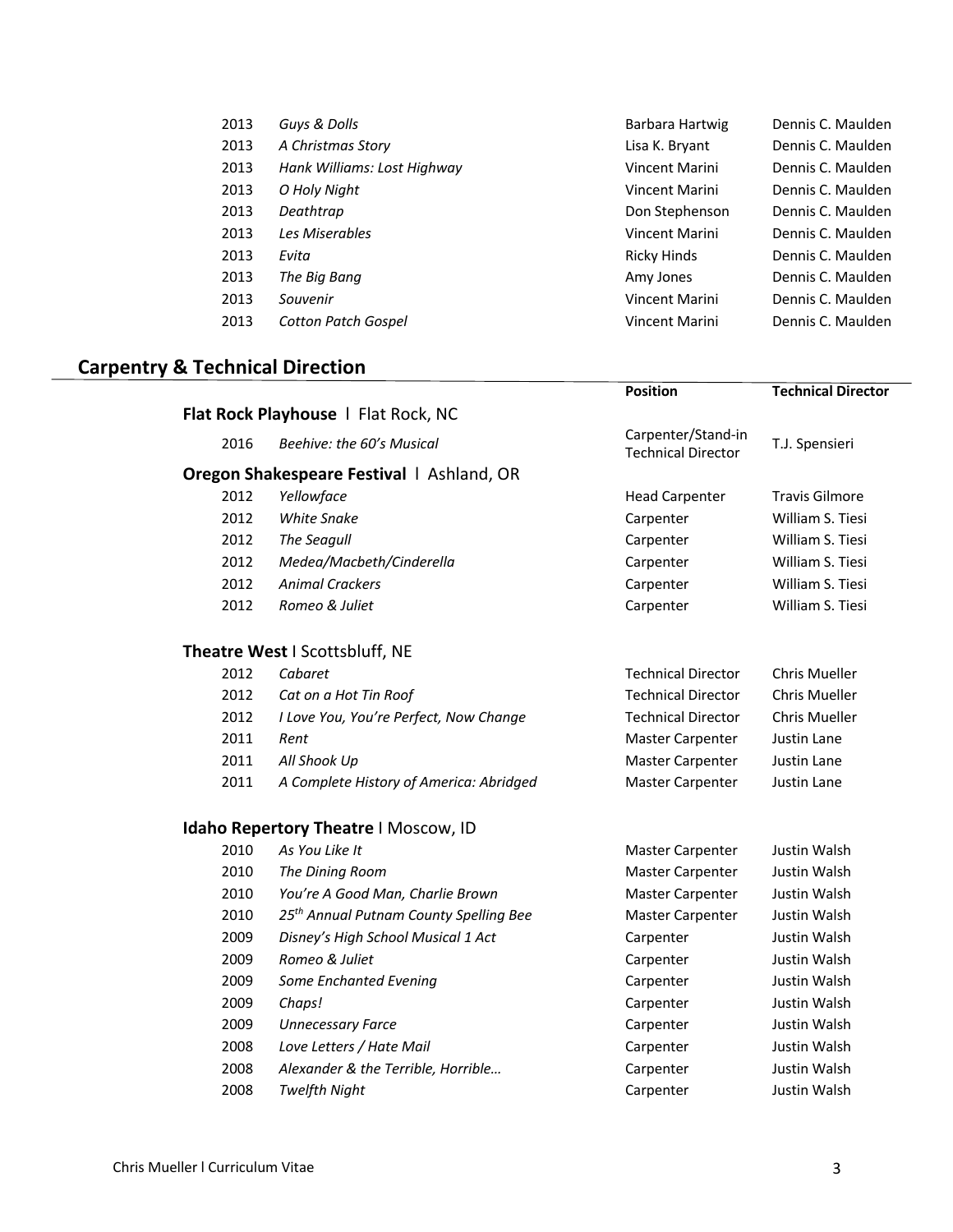| | | | |
|---|---|---|---|
| 2013 | *Guys & Dolls* | Barbara Hartwig | Dennis C. Maulden |
| 2013 | *A Christmas Story* | Lisa K. Bryant | Dennis C. Maulden |
| 2013 | *Hank Williams: Lost Highway* | Vincent Marini | Dennis C. Maulden |
| 2013 | *O Holy Night* | Vincent Marini | Dennis C. Maulden |
| 2013 | *Deathtrap* | Don Stephenson | Dennis C. Maulden |
| 2013 | *Les Miserables* | Vincent Marini | Dennis C. Maulden |
| 2013 | *Evita* | Ricky Hinds | Dennis C. Maulden |
| 2013 | *The Big Bang* | Amy Jones | Dennis C. Maulden |
| 2013 | *Souvenir* | Vincent Marini | Dennis C. Maulden |
| 2013 | *Cotton Patch Gospel* | Vincent Marini | Dennis C. Maulden |

## Carpentry & Technical Direction

| | | **Position** | **Technical Director** |
|---|---|---|---|
| **Flat Rock Playhouse** l Flat Rock, NC | | | |
| 2016 | *Beehive: the 60's Musical* | Carpenter/Stand-in Technical Director | T.J. Spensieri |
| **Oregon Shakespeare Festival** l Ashland, OR | | | |
| 2012 | *Yellowface* | Head Carpenter | Travis Gilmore |
| 2012 | *White Snake* | Carpenter | William S. Tiesi |
| 2012 | *The Seagull* | Carpenter | William S. Tiesi |
| 2012 | *Medea/Macbeth/Cinderella* | Carpenter | William S. Tiesi |
| 2012 | *Animal Crackers* | Carpenter | William S. Tiesi |
| 2012 | *Romeo & Juliet* | Carpenter | William S. Tiesi |
| **Theatre West** I Scottsbluff, NE | | | |
| 2012 | *Cabaret* | Technical Director | Chris Mueller |
| 2012 | *Cat on a Hot Tin Roof* | Technical Director | Chris Mueller |
| 2012 | *I Love You, You're Perfect, Now Change* | Technical Director | Chris Mueller |
| 2011 | *Rent* | Master Carpenter | Justin Lane |
| 2011 | *All Shook Up* | Master Carpenter | Justin Lane |
| 2011 | *A Complete History of America: Abridged* | Master Carpenter | Justin Lane |
| **Idaho Repertory Theatre** I Moscow, ID | | | |
| 2010 | *As You Like It* | Master Carpenter | Justin Walsh |
| 2010 | *The Dining Room* | Master Carpenter | Justin Walsh |
| 2010 | *You're A Good Man, Charlie Brown* | Master Carpenter | Justin Walsh |
| 2010 | *25th Annual Putnam County Spelling Bee* | Master Carpenter | Justin Walsh |
| 2009 | *Disney's High School Musical 1 Act* | Carpenter | Justin Walsh |
| 2009 | *Romeo & Juliet* | Carpenter | Justin Walsh |
| 2009 | *Some Enchanted Evening* | Carpenter | Justin Walsh |
| 2009 | *Chaps!* | Carpenter | Justin Walsh |
| 2009 | *Unnecessary Farce* | Carpenter | Justin Walsh |
| 2008 | *Love Letters / Hate Mail* | Carpenter | Justin Walsh |
| 2008 | *Alexander & the Terrible, Horrible…* | Carpenter | Justin Walsh |
| 2008 | *Twelfth Night* | Carpenter | Justin Walsh |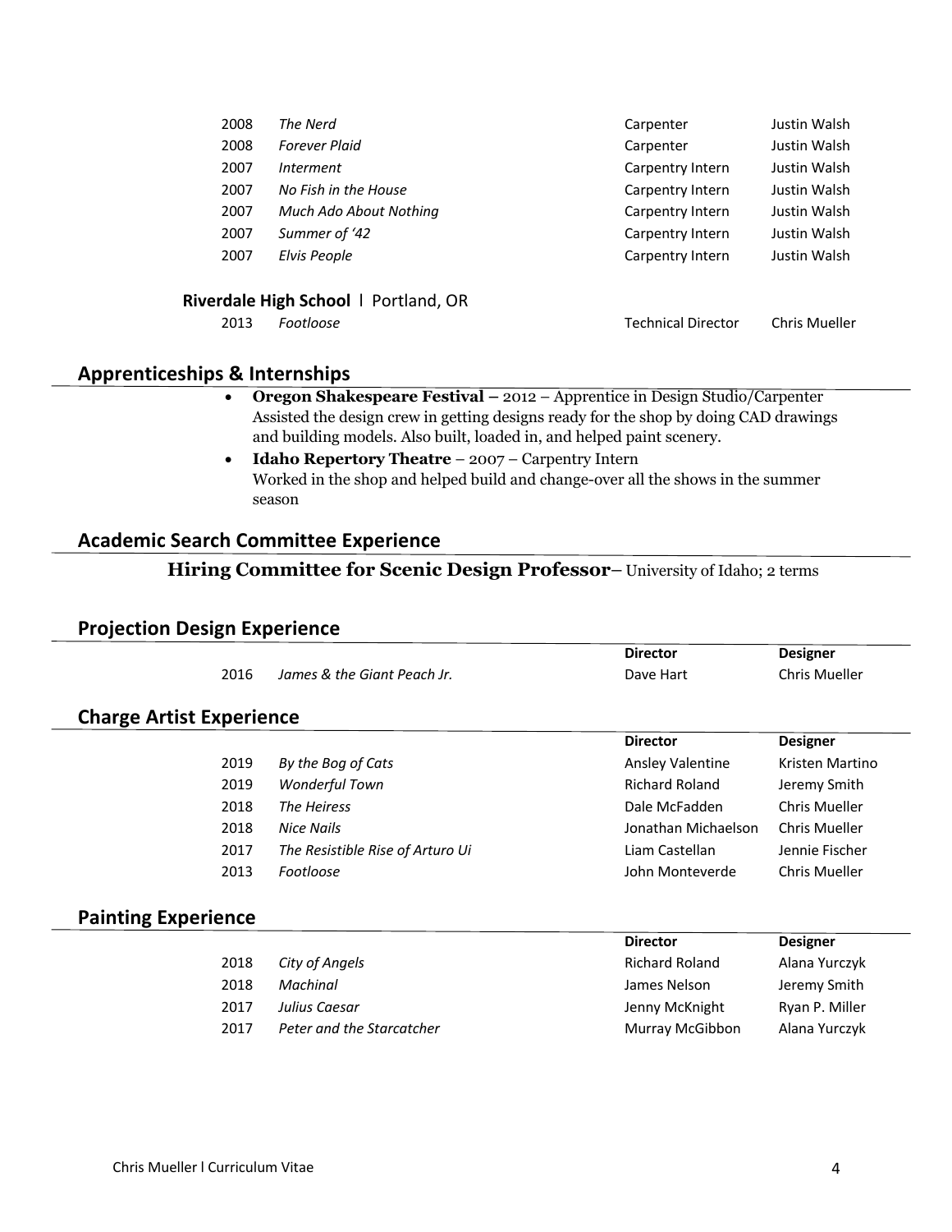| | | | |
|---|---|---|---|
| 2008 | *The Nerd* | Carpenter | Justin Walsh |
| 2008 | *Forever Plaid* | Carpenter | Justin Walsh |
| 2007 | *Interment* | Carpentry Intern | Justin Walsh |
| 2007 | *No Fish in the House* | Carpentry Intern | Justin Walsh |
| 2007 | *Much Ado About Nothing* | Carpentry Intern | Justin Walsh |
| 2007 | *Summer of '42* | Carpentry Intern | Justin Walsh |
| 2007 | *Elvis People* | Carpentry Intern | Justin Walsh |

**Riverdale High School** l Portland, OR

| | | | |
|---|---|---|---|
| 2013 | *Footloose* | Technical Director | Chris Mueller |

## Apprenticeships & Internships

- **Oregon Shakespeare Festival** – 2012 – Apprentice in Design Studio/Carpenter
  Assisted the design crew in getting designs ready for the shop by doing CAD drawings and building models. Also built, loaded in, and helped paint scenery.
- **Idaho Repertory Theatre** – 2007 – Carpentry Intern
  Worked in the shop and helped build and change-over all the shows in the summer season

## Academic Search Committee Experience

**Hiring Committee for Scenic Design Professor**– University of Idaho; 2 terms

## Projection Design Experience

| | | **Director** | **Designer** |
|---|---|---|---|
| 2016 | *James & the Giant Peach Jr.* | Dave Hart | Chris Mueller |

## Charge Artist Experience

| | | **Director** | **Designer** |
|---|---|---|---|
| 2019 | *By the Bog of Cats* | Ansley Valentine | Kristen Martino |
| 2019 | *Wonderful Town* | Richard Roland | Jeremy Smith |
| 2018 | *The Heiress* | Dale McFadden | Chris Mueller |
| 2018 | *Nice Nails* | Jonathan Michaelson | Chris Mueller |
| 2017 | *The Resistible Rise of Arturo Ui* | Liam Castellan | Jennie Fischer |
| 2013 | *Footloose* | John Monteverde | Chris Mueller |

## Painting Experience

| | | **Director** | **Designer** |
|---|---|---|---|
| 2018 | *City of Angels* | Richard Roland | Alana Yurczyk |
| 2018 | *Machinal* | James Nelson | Jeremy Smith |
| 2017 | *Julius Caesar* | Jenny McKnight | Ryan P. Miller |
| 2017 | *Peter and the Starcatcher* | Murray McGibbon | Alana Yurczyk |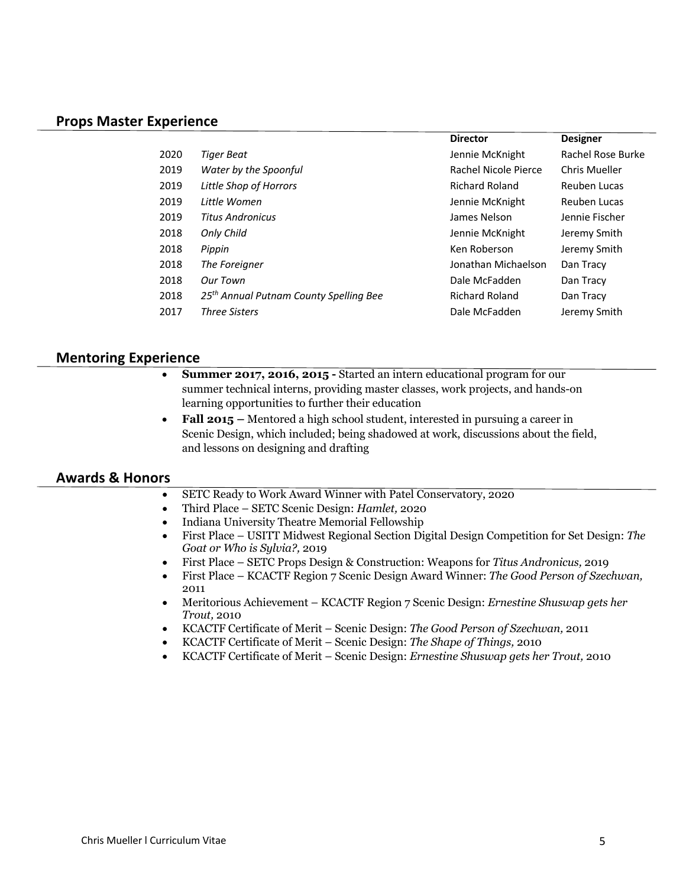## Props Master Experience

| | | Director | Designer |
|---|---|---|---|
| 2020 | *Tiger Beat* | Jennie McKnight | Rachel Rose Burke |
| 2019 | *Water by the Spoonful* | Rachel Nicole Pierce | Chris Mueller |
| 2019 | *Little Shop of Horrors* | Richard Roland | Reuben Lucas |
| 2019 | *Little Women* | Jennie McKnight | Reuben Lucas |
| 2019 | *Titus Andronicus* | James Nelson | Jennie Fischer |
| 2018 | *Only Child* | Jennie McKnight | Jeremy Smith |
| 2018 | *Pippin* | Ken Roberson | Jeremy Smith |
| 2018 | *The Foreigner* | Jonathan Michaelson | Dan Tracy |
| 2018 | *Our Town* | Dale McFadden | Dan Tracy |
| 2018 | *25th Annual Putnam County Spelling Bee* | Richard Roland | Dan Tracy |
| 2017 | *Three Sisters* | Dale McFadden | Jeremy Smith |

## Mentoring Experience

- **Summer 2017, 2016, 2015 -** Started an intern educational program for our summer technical interns, providing master classes, work projects, and hands-on learning opportunities to further their education
- **Fall 2015 –** Mentored a high school student, interested in pursuing a career in Scenic Design, which included; being shadowed at work, discussions about the field, and lessons on designing and drafting

## Awards & Honors

- SETC Ready to Work Award Winner with Patel Conservatory, 2020
- Third Place – SETC Scenic Design: *Hamlet,* 2020
- Indiana University Theatre Memorial Fellowship
- First Place – USITT Midwest Regional Section Digital Design Competition for Set Design: *The Goat or Who is Sylvia?,* 2019
- First Place – SETC Props Design & Construction: Weapons for *Titus Andronicus,* 2019
- First Place – KCACTF Region 7 Scenic Design Award Winner: *The Good Person of Szechwan,* 2011
- Meritorious Achievement – KCACTF Region 7 Scenic Design: *Ernestine Shuswap gets her Trout,* 2010
- KCACTF Certificate of Merit – Scenic Design: *The Good Person of Szechwan,* 2011
- KCACTF Certificate of Merit – Scenic Design: *The Shape of Things,* 2010
- KCACTF Certificate of Merit – Scenic Design: *Ernestine Shuswap gets her Trout,* 2010